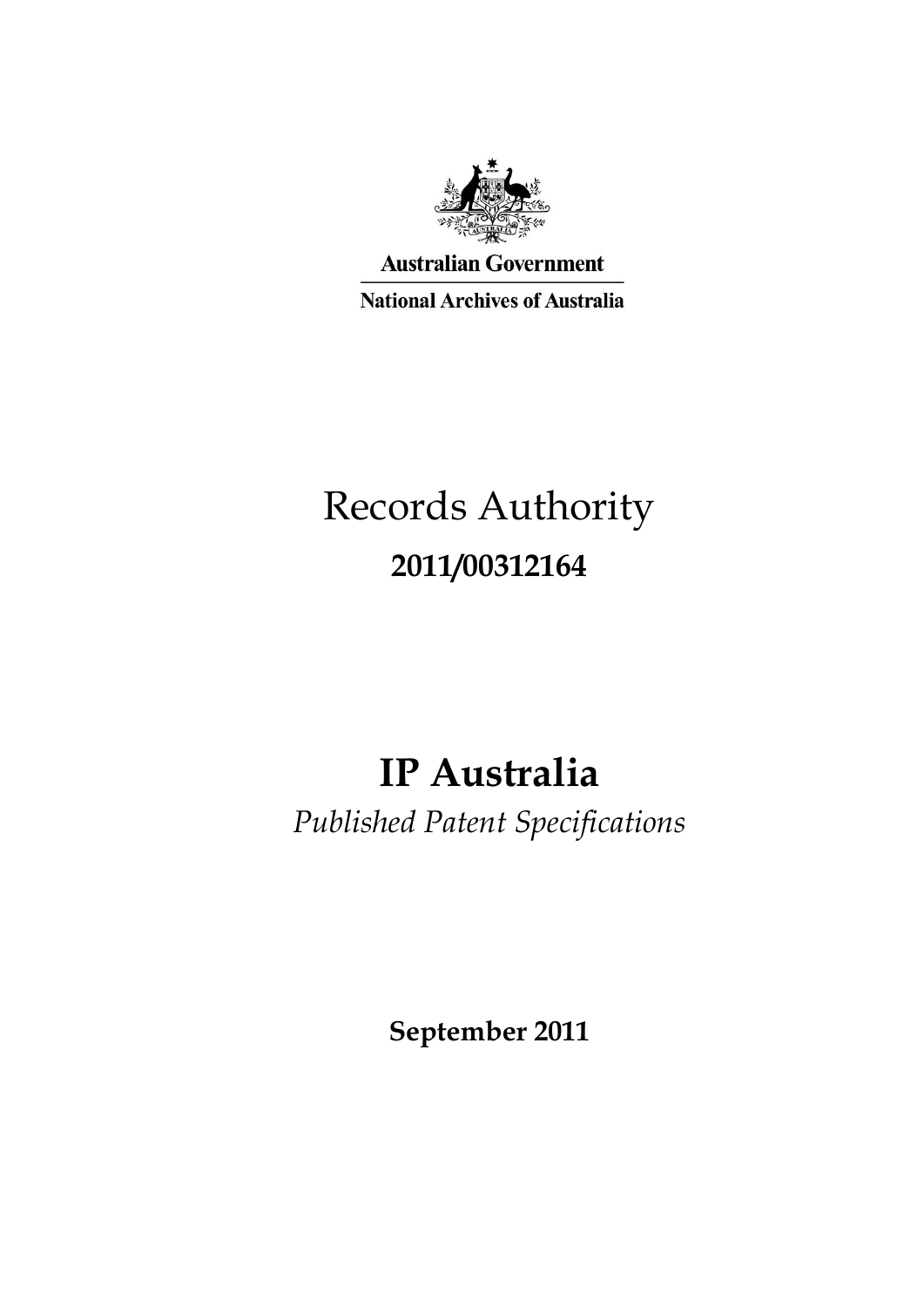**Australian Government**

**National Archives of Australia**

# Records Authority

**2011/00312164**

# IP Australia

*Published Patent Specifications*

**September 2011**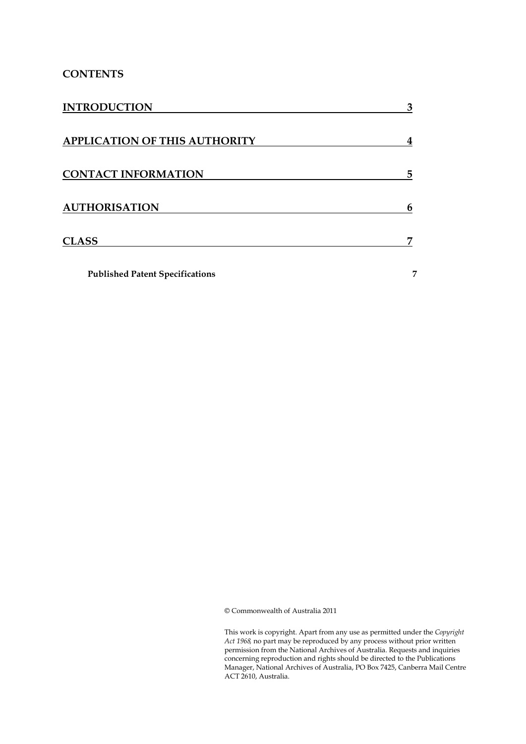## CONTENTS

| | |
|---|---|
| **INTRODUCTION** | **3** |
| **APPLICATION OF THIS AUTHORITY** | **4** |
| **CONTACT INFORMATION** | **5** |
| **AUTHORISATION** | **6** |
| **CLASS** | **7** |
| **Published Patent Specifications** | **7** |

© Commonwealth of Australia 2011

This work is copyright. Apart from any use as permitted under the *Copyright Act 1968,* no part may be reproduced by any process without prior written permission from the National Archives of Australia. Requests and inquiries concerning reproduction and rights should be directed to the Publications Manager, National Archives of Australia, PO Box 7425, Canberra Mail Centre ACT 2610, Australia.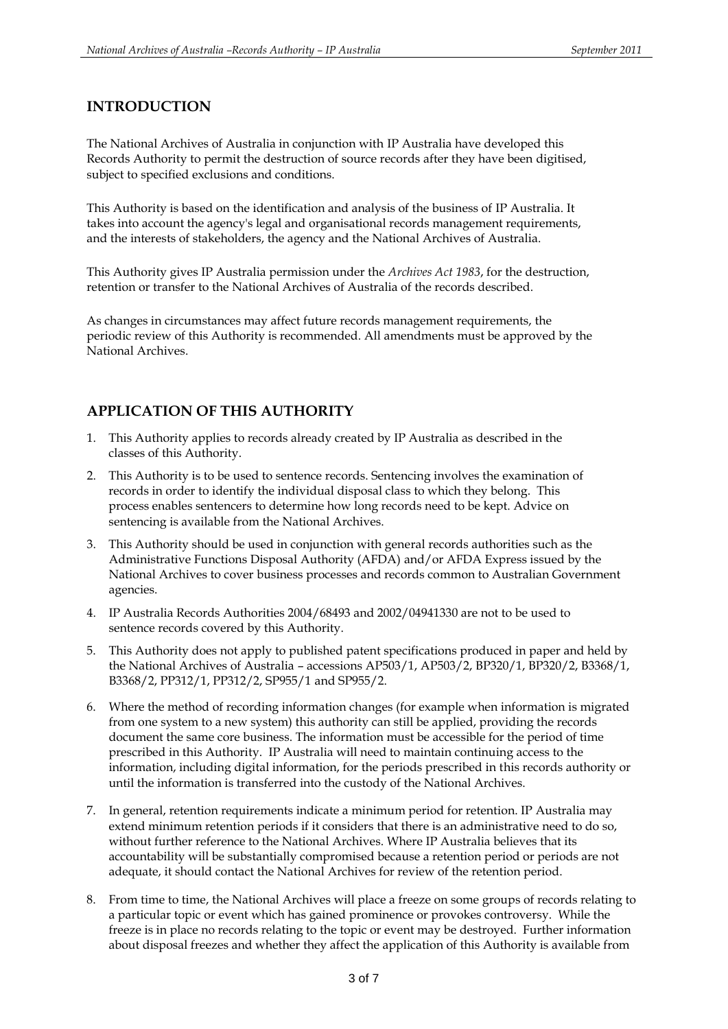## INTRODUCTION

The National Archives of Australia in conjunction with IP Australia have developed this Records Authority to permit the destruction of source records after they have been digitised, subject to specified exclusions and conditions.

This Authority is based on the identification and analysis of the business of IP Australia. It takes into account the agency's legal and organisational records management requirements, and the interests of stakeholders, the agency and the National Archives of Australia.

This Authority gives IP Australia permission under the *Archives Act 1983*, for the destruction, retention or transfer to the National Archives of Australia of the records described.

As changes in circumstances may affect future records management requirements, the periodic review of this Authority is recommended. All amendments must be approved by the National Archives.

## APPLICATION OF THIS AUTHORITY

1. This Authority applies to records already created by IP Australia as described in the classes of this Authority.
2. This Authority is to be used to sentence records. Sentencing involves the examination of records in order to identify the individual disposal class to which they belong. This process enables sentencers to determine how long records need to be kept. Advice on sentencing is available from the National Archives.
3. This Authority should be used in conjunction with general records authorities such as the Administrative Functions Disposal Authority (AFDA) and/or AFDA Express issued by the National Archives to cover business processes and records common to Australian Government agencies.
4. IP Australia Records Authorities 2004/68493 and 2002/04941330 are not to be used to sentence records covered by this Authority.
5. This Authority does not apply to published patent specifications produced in paper and held by the National Archives of Australia – accessions AP503/1, AP503/2, BP320/1, BP320/2, B3368/1, B3368/2, PP312/1, PP312/2, SP955/1 and SP955/2.
6. Where the method of recording information changes (for example when information is migrated from one system to a new system) this authority can still be applied, providing the records document the same core business. The information must be accessible for the period of time prescribed in this Authority. IP Australia will need to maintain continuing access to the information, including digital information, for the periods prescribed in this records authority or until the information is transferred into the custody of the National Archives.
7. In general, retention requirements indicate a minimum period for retention. IP Australia may extend minimum retention periods if it considers that there is an administrative need to do so, without further reference to the National Archives. Where IP Australia believes that its accountability will be substantially compromised because a retention period or periods are not adequate, it should contact the National Archives for review of the retention period.
8. From time to time, the National Archives will place a freeze on some groups of records relating to a particular topic or event which has gained prominence or provokes controversy. While the freeze is in place no records relating to the topic or event may be destroyed. Further information about disposal freezes and whether they affect the application of this Authority is available from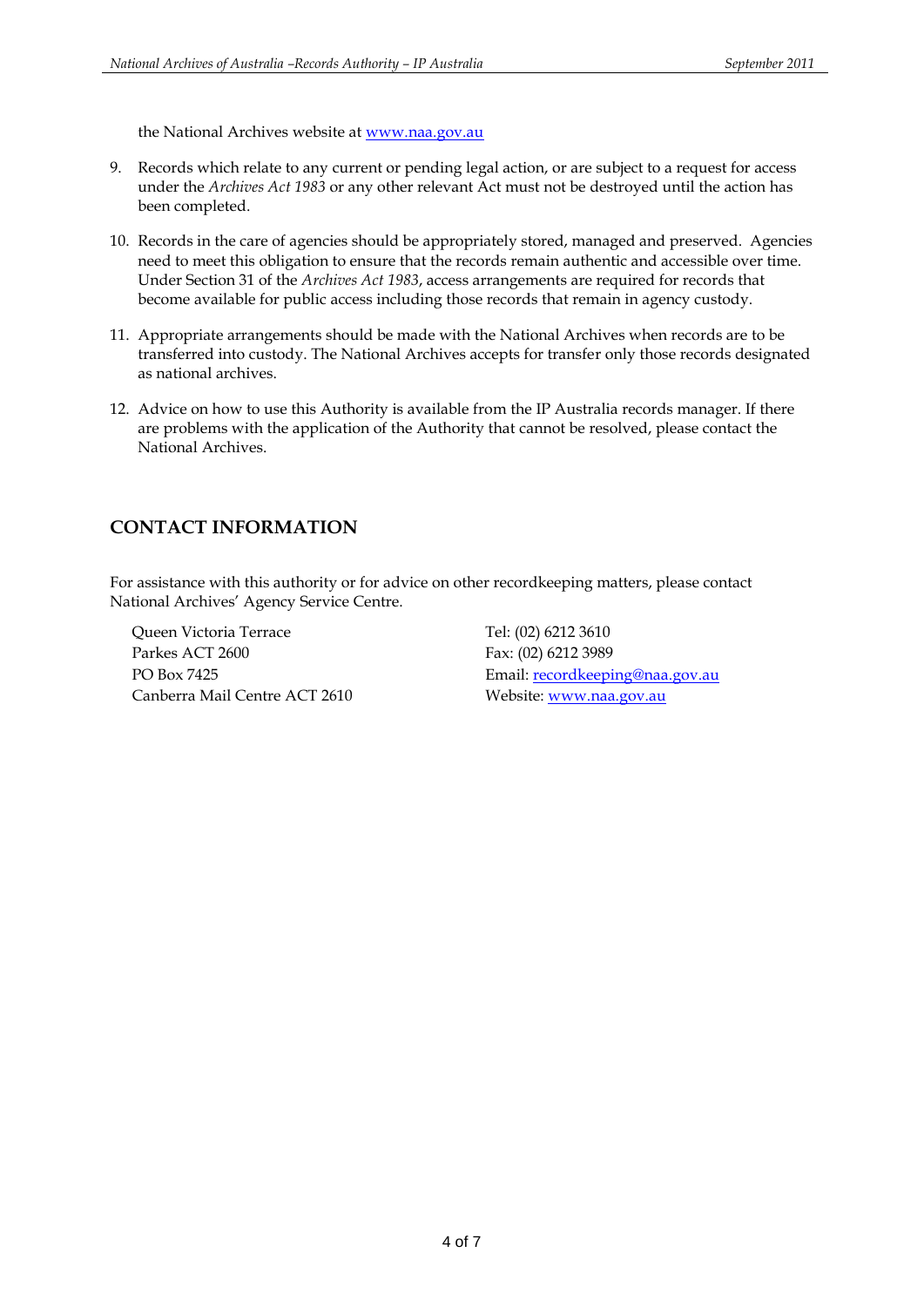the National Archives website at [www.naa.gov.au](http://www.naa.gov.au)

9. Records which relate to any current or pending legal action, or are subject to a request for access under the *Archives Act 1983* or any other relevant Act must not be destroyed until the action has been completed.

10. Records in the care of agencies should be appropriately stored, managed and preserved. Agencies need to meet this obligation to ensure that the records remain authentic and accessible over time. Under Section 31 of the *Archives Act 1983*, access arrangements are required for records that become available for public access including those records that remain in agency custody.

11. Appropriate arrangements should be made with the National Archives when records are to be transferred into custody. The National Archives accepts for transfer only those records designated as national archives.

12. Advice on how to use this Authority is available from the IP Australia records manager. If there are problems with the application of the Authority that cannot be resolved, please contact the National Archives.

## CONTACT INFORMATION

For assistance with this authority or for advice on other recordkeeping matters, please contact National Archives' Agency Service Centre.

Queen Victoria Terrace
Parkes ACT 2600
PO Box 7425
Canberra Mail Centre ACT 2610

Tel: (02) 6212 3610
Fax: (02) 6212 3989
Email: [recordkeeping@naa.gov.au](mailto:recordkeeping@naa.gov.au)
Website: [www.naa.gov.au](http://www.naa.gov.au)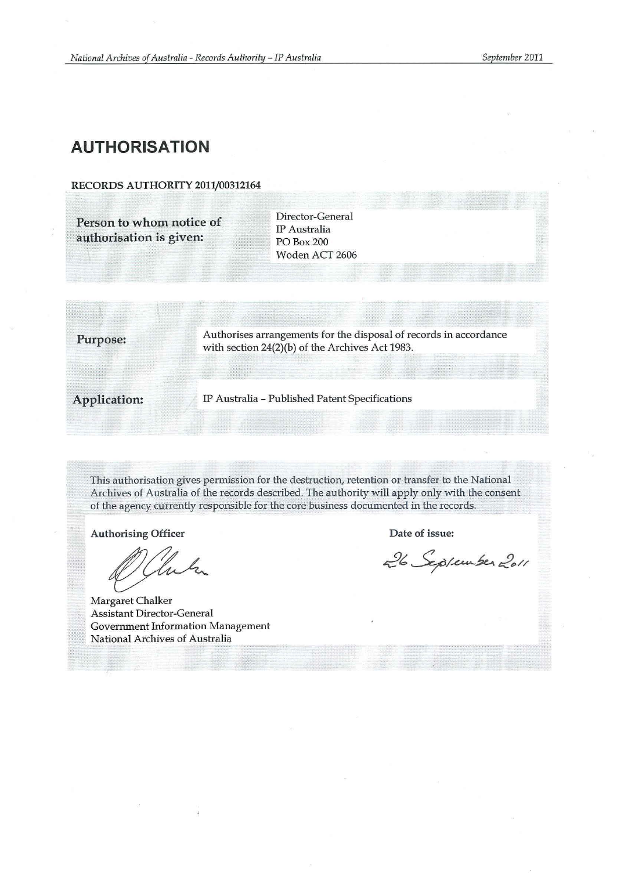# AUTHORISATION

**RECORDS AUTHORITY 2011/00312164**

| | |
|---|---|
| **Person to whom notice of authorisation is given:** | Director-General<br>IP Australia<br>PO Box 200<br>Woden ACT 2606 |

| | |
|---|---|
| **Purpose:** | Authorises arrangements for the disposal of records in accordance with section 24(2)(b) of the Archives Act 1983. |
| **Application:** | IP Australia – Published Patent Specifications |

This authorisation gives permission for the destruction, retention or transfer to the National Archives of Australia of the records described. The authority will apply only with the consent of the agency currently responsible for the core business documented in the records.

**Authorising Officer**

Margaret Chalker
Assistant Director-General
Government Information Management
National Archives of Australia

**Date of issue:**

26 September 2011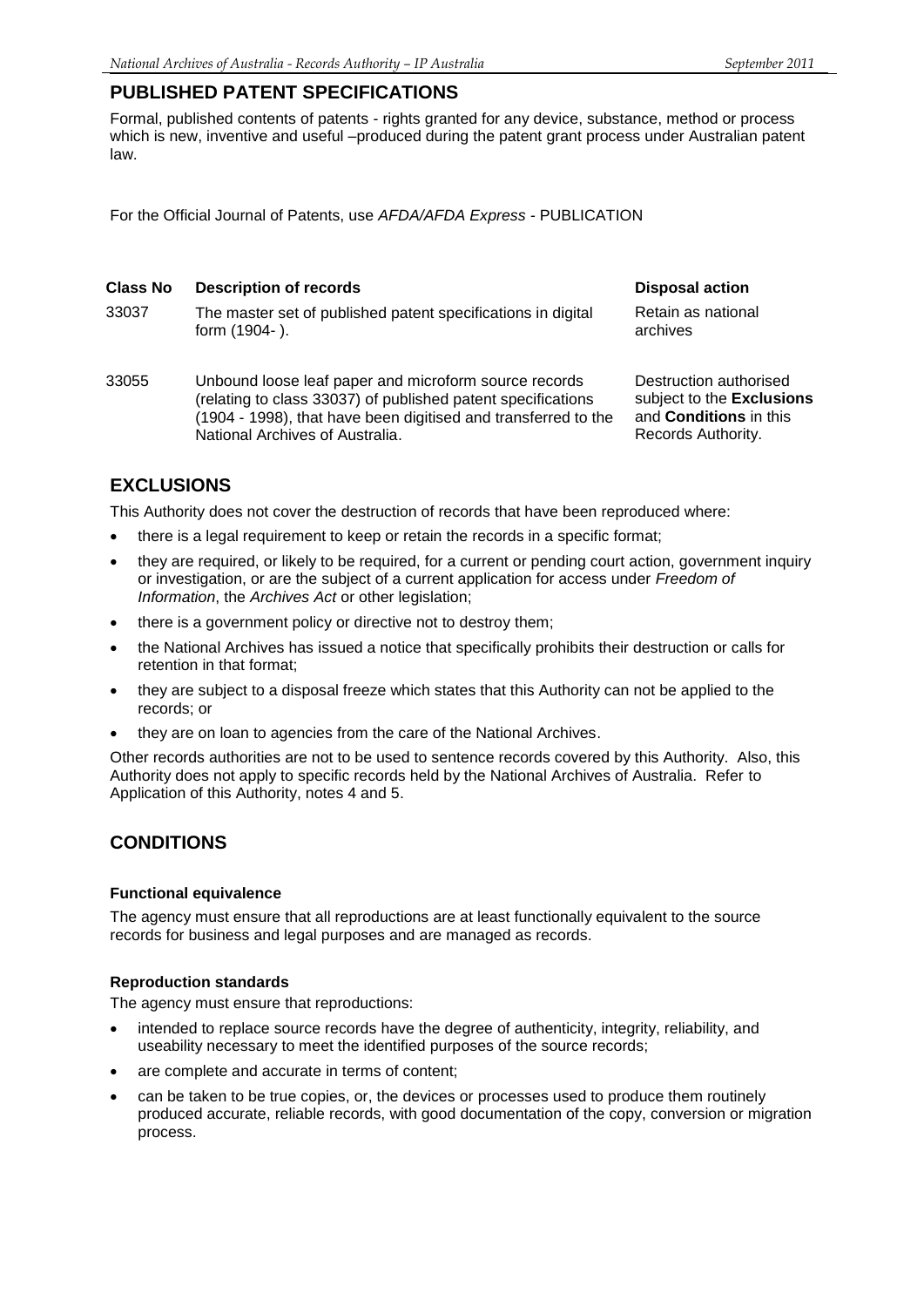## PUBLISHED PATENT SPECIFICATIONS

Formal, published contents of patents - rights granted for any device, substance, method or process which is new, inventive and useful –produced during the patent grant process under Australian patent law.

For the Official Journal of Patents, use *AFDA/AFDA Express* - PUBLICATION

| Class No | Description of records | Disposal action |
| --- | --- | --- |
| 33037 | The master set of published patent specifications in digital form (1904- ). | Retain as national archives |
| 33055 | Unbound loose leaf paper and microform source records (relating to class 33037) of published patent specifications (1904 - 1998), that have been digitised and transferred to the National Archives of Australia. | Destruction authorised subject to the **Exclusions** and **Conditions** in this Records Authority. |

## EXCLUSIONS

This Authority does not cover the destruction of records that have been reproduced where:

- there is a legal requirement to keep or retain the records in a specific format;
- they are required, or likely to be required, for a current or pending court action, government inquiry or investigation, or are the subject of a current application for access under *Freedom of Information*, the *Archives Act* or other legislation;
- there is a government policy or directive not to destroy them;
- the National Archives has issued a notice that specifically prohibits their destruction or calls for retention in that format;
- they are subject to a disposal freeze which states that this Authority can not be applied to the records; or
- they are on loan to agencies from the care of the National Archives.

Other records authorities are not to be used to sentence records covered by this Authority. Also, this Authority does not apply to specific records held by the National Archives of Australia. Refer to Application of this Authority, notes 4 and 5.

## CONDITIONS

### Functional equivalence

The agency must ensure that all reproductions are at least functionally equivalent to the source records for business and legal purposes and are managed as records.

### Reproduction standards

The agency must ensure that reproductions:

- intended to replace source records have the degree of authenticity, integrity, reliability, and useability necessary to meet the identified purposes of the source records;
- are complete and accurate in terms of content;
- can be taken to be true copies, or, the devices or processes used to produce them routinely produced accurate, reliable records, with good documentation of the copy, conversion or migration process.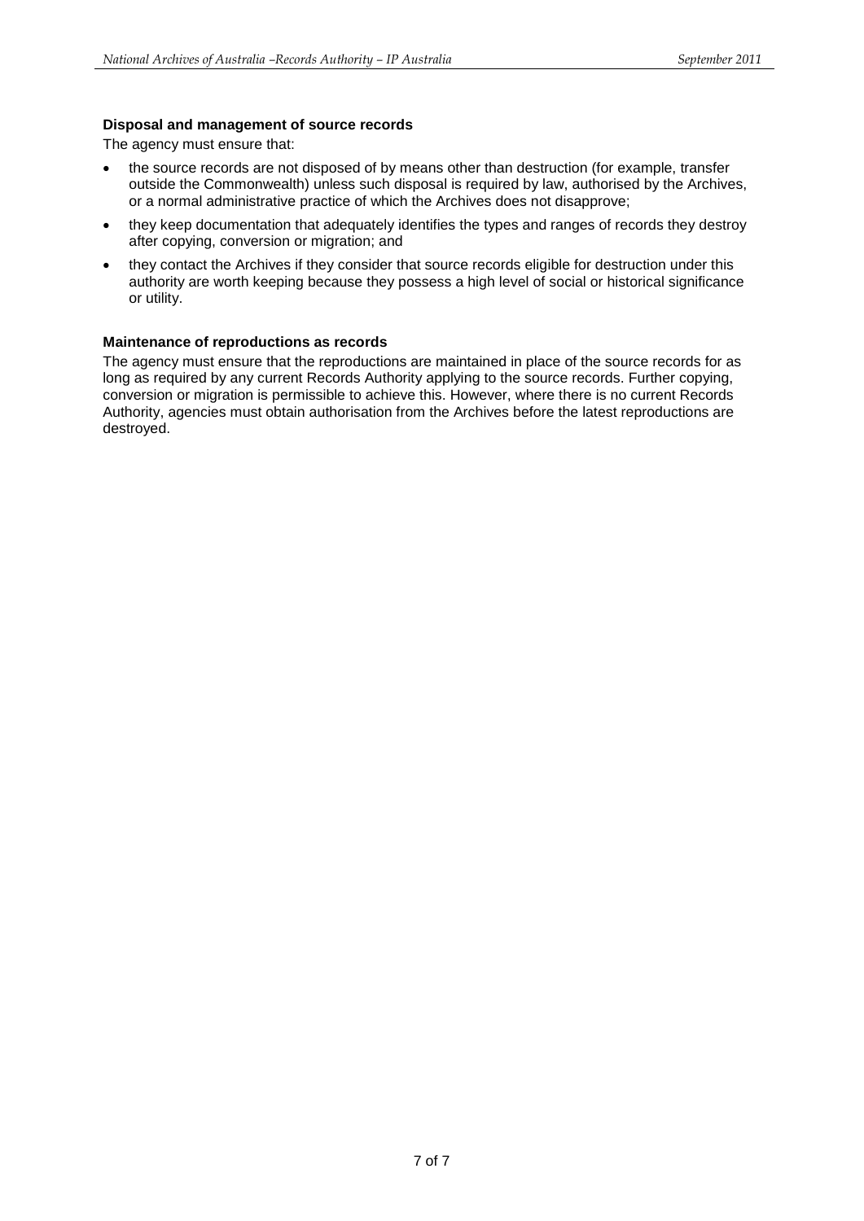**Disposal and management of source records**

The agency must ensure that:

- the source records are not disposed of by means other than destruction (for example, transfer outside the Commonwealth) unless such disposal is required by law, authorised by the Archives, or a normal administrative practice of which the Archives does not disapprove;
- they keep documentation that adequately identifies the types and ranges of records they destroy after copying, conversion or migration; and
- they contact the Archives if they consider that source records eligible for destruction under this authority are worth keeping because they possess a high level of social or historical significance or utility.

**Maintenance of reproductions as records**

The agency must ensure that the reproductions are maintained in place of the source records for as long as required by any current Records Authority applying to the source records. Further copying, conversion or migration is permissible to achieve this. However, where there is no current Records Authority, agencies must obtain authorisation from the Archives before the latest reproductions are destroyed.